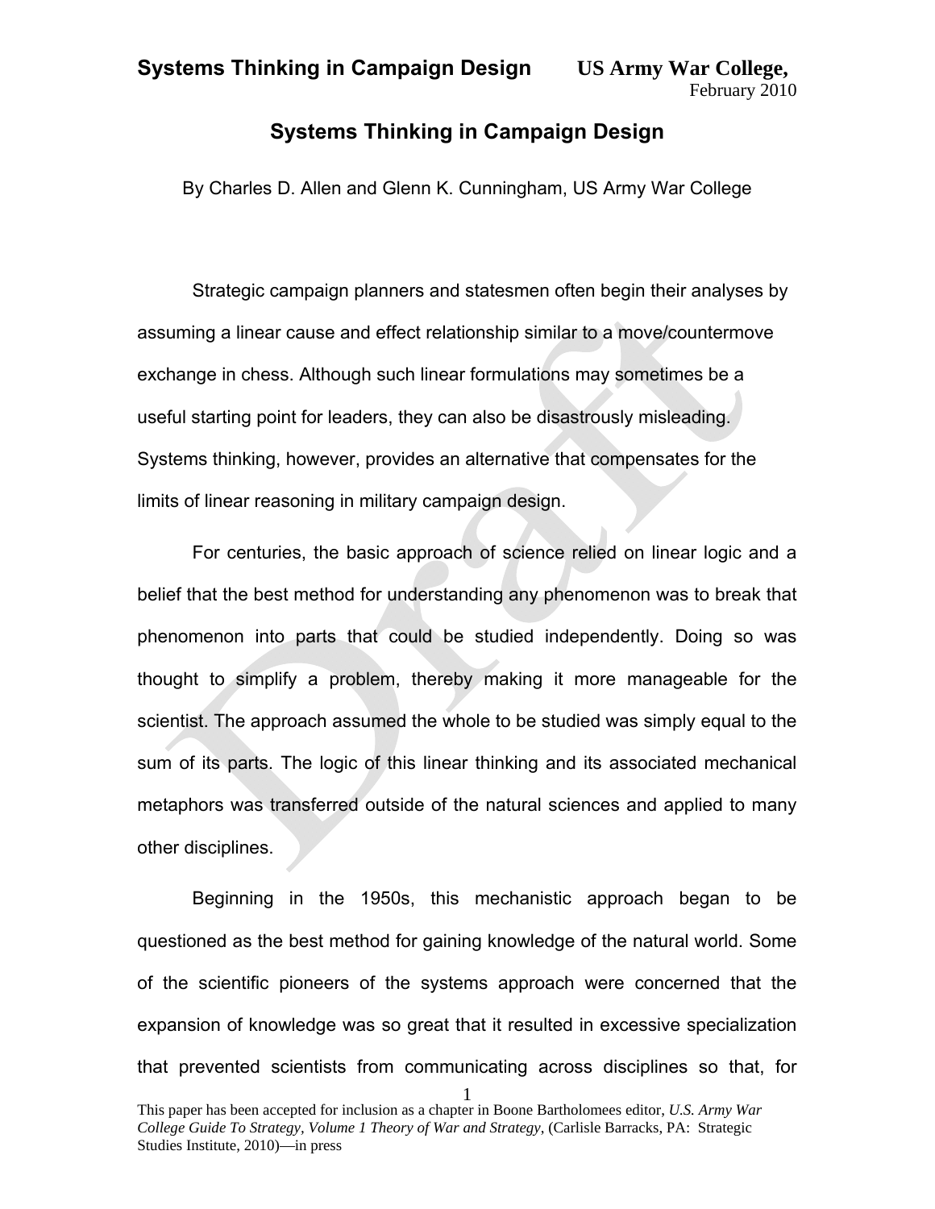# Systems Thinking in Campaign Design

By Charles D. Allen and Glenn K. Cunningham, US Army War College

Strategic campaign planners and statesmen often begin their analyses by assuming a linear cause and effect relationship similar to a move/countermove exchange in chess. Although such linear formulations may sometimes be a useful starting point for leaders, they can also be disastrously misleading. Systems thinking, however, provides an alternative that compensates for the limits of linear reasoning in military campaign design.

For centuries, the basic approach of science relied on linear logic and a belief that the best method for understanding any phenomenon was to break that phenomenon into parts that could be studied independently. Doing so was thought to simplify a problem, thereby making it more manageable for the scientist. The approach assumed the whole to be studied was simply equal to the sum of its parts. The logic of this linear thinking and its associated mechanical metaphors was transferred outside of the natural sciences and applied to many other disciplines.

Beginning in the 1950s, this mechanistic approach began to be questioned as the best method for gaining knowledge of the natural world. Some of the scientific pioneers of the systems approach were concerned that the expansion of knowledge was so great that it resulted in excessive specialization that prevented scientists from communicating across disciplines so that, for

This paper has been accepted for inclusion as a chapter in Boone Bartholomees editor, *U.S. Army War College Guide To Strategy*, *Volume 1 Theory of War and Strategy*, (Carlisle Barracks, PA: Strategic Studies Institute, 2010)—in press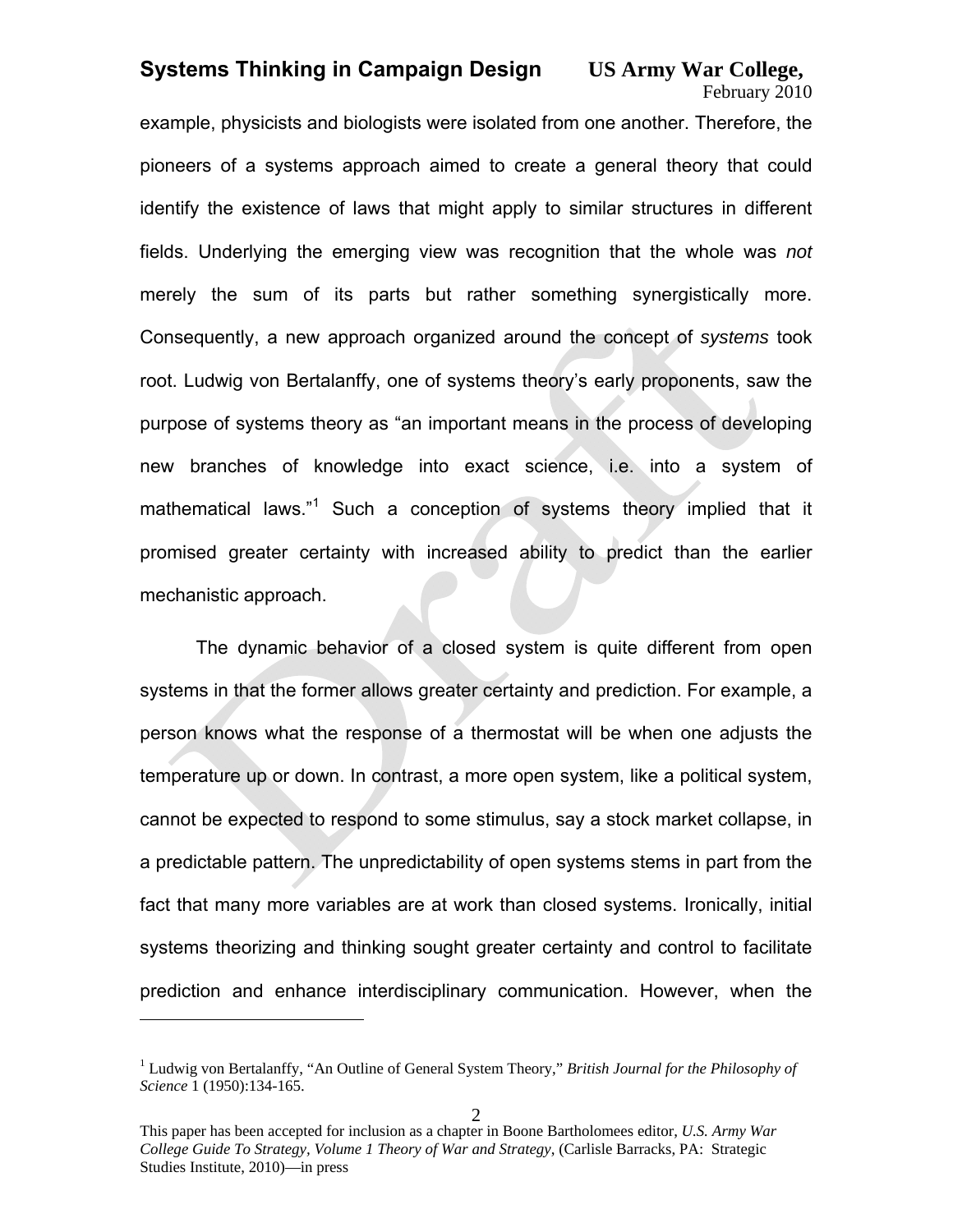example, physicists and biologists were isolated from one another. Therefore, the pioneers of a systems approach aimed to create a general theory that could identify the existence of laws that might apply to similar structures in different fields. Underlying the emerging view was recognition that the whole was *not* merely the sum of its parts but rather something synergistically more. Consequently, a new approach organized around the concept of *systems* took root. Ludwig von Bertalanffy, one of systems theory's early proponents, saw the purpose of systems theory as "an important means in the process of developing new branches of knowledge into exact science, i.e. into a system of mathematical laws."[1] Such a conception of systems theory implied that it promised greater certainty with increased ability to predict than the earlier mechanistic approach.

The dynamic behavior of a closed system is quite different from open systems in that the former allows greater certainty and prediction. For example, a person knows what the response of a thermostat will be when one adjusts the temperature up or down. In contrast, a more open system, like a political system, cannot be expected to respond to some stimulus, say a stock market collapse, in a predictable pattern. The unpredictability of open systems stems in part from the fact that many more variables are at work than closed systems. Ironically, initial systems theorizing and thinking sought greater certainty and control to facilitate prediction and enhance interdisciplinary communication. However, when the

---

[1] Ludwig von Bertalanffy, "An Outline of General System Theory," *British Journal for the Philosophy of Science* 1 (1950):134-165.

This paper has been accepted for inclusion as a chapter in Boone Bartholomees editor, *U.S. Army War College Guide To Strategy, Volume 1 Theory of War and Strategy*, (Carlisle Barracks, PA: Strategic Studies Institute, 2010)—in press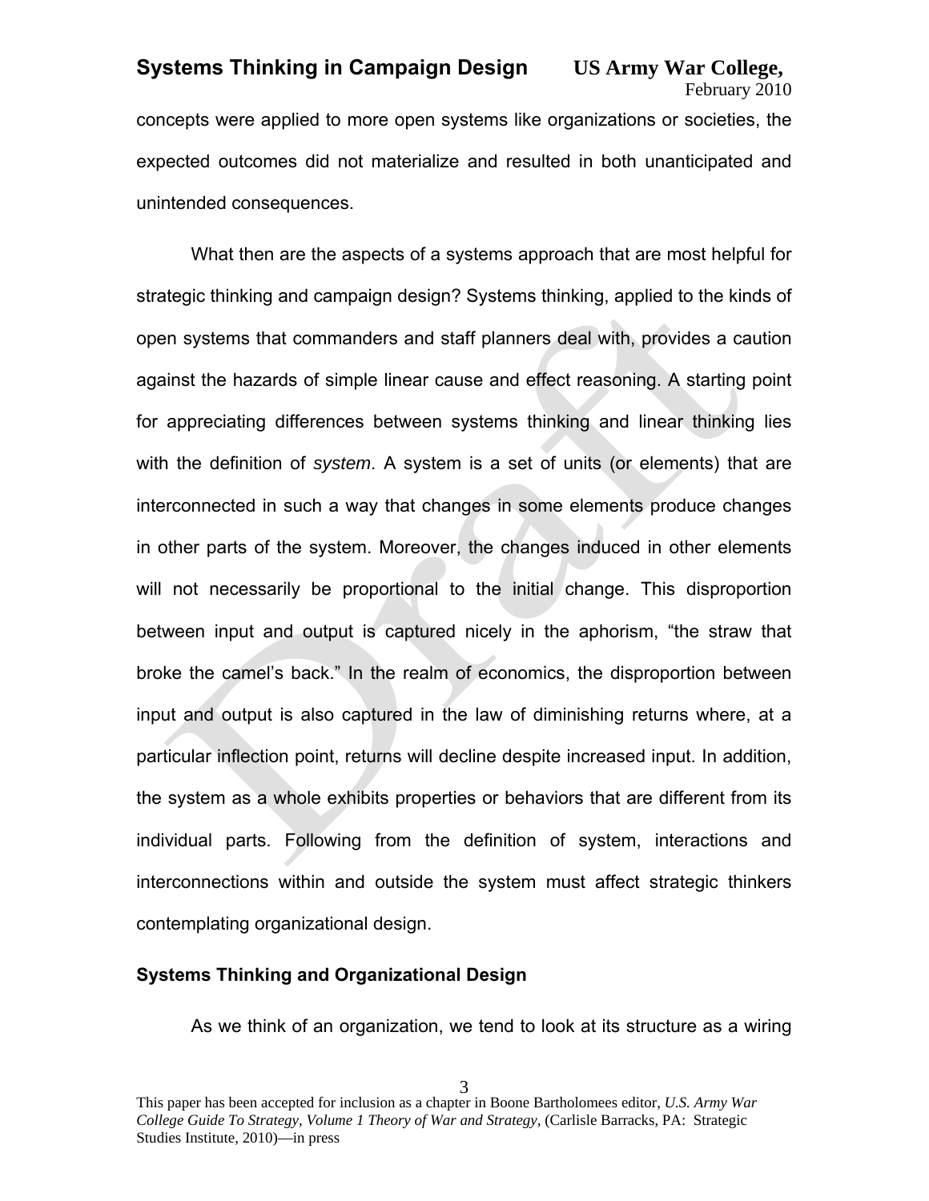concepts were applied to more open systems like organizations or societies, the expected outcomes did not materialize and resulted in both unanticipated and unintended consequences.

What then are the aspects of a systems approach that are most helpful for strategic thinking and campaign design? Systems thinking, applied to the kinds of open systems that commanders and staff planners deal with, provides a caution against the hazards of simple linear cause and effect reasoning. A starting point for appreciating differences between systems thinking and linear thinking lies with the definition of *system*. A system is a set of units (or elements) that are interconnected in such a way that changes in some elements produce changes in other parts of the system. Moreover, the changes induced in other elements will not necessarily be proportional to the initial change. This disproportion between input and output is captured nicely in the aphorism, "the straw that broke the camel's back." In the realm of economics, the disproportion between input and output is also captured in the law of diminishing returns where, at a particular inflection point, returns will decline despite increased input. In addition, the system as a whole exhibits properties or behaviors that are different from its individual parts. Following from the definition of system, interactions and interconnections within and outside the system must affect strategic thinkers contemplating organizational design.

## Systems Thinking and Organizational Design

As we think of an organization, we tend to look at its structure as a wiring

This paper has been accepted for inclusion as a chapter in Boone Bartholomees editor, *U.S. Army War College Guide To Strategy, Volume 1 Theory of War and Strategy*, (Carlisle Barracks, PA: Strategic Studies Institute, 2010)—in press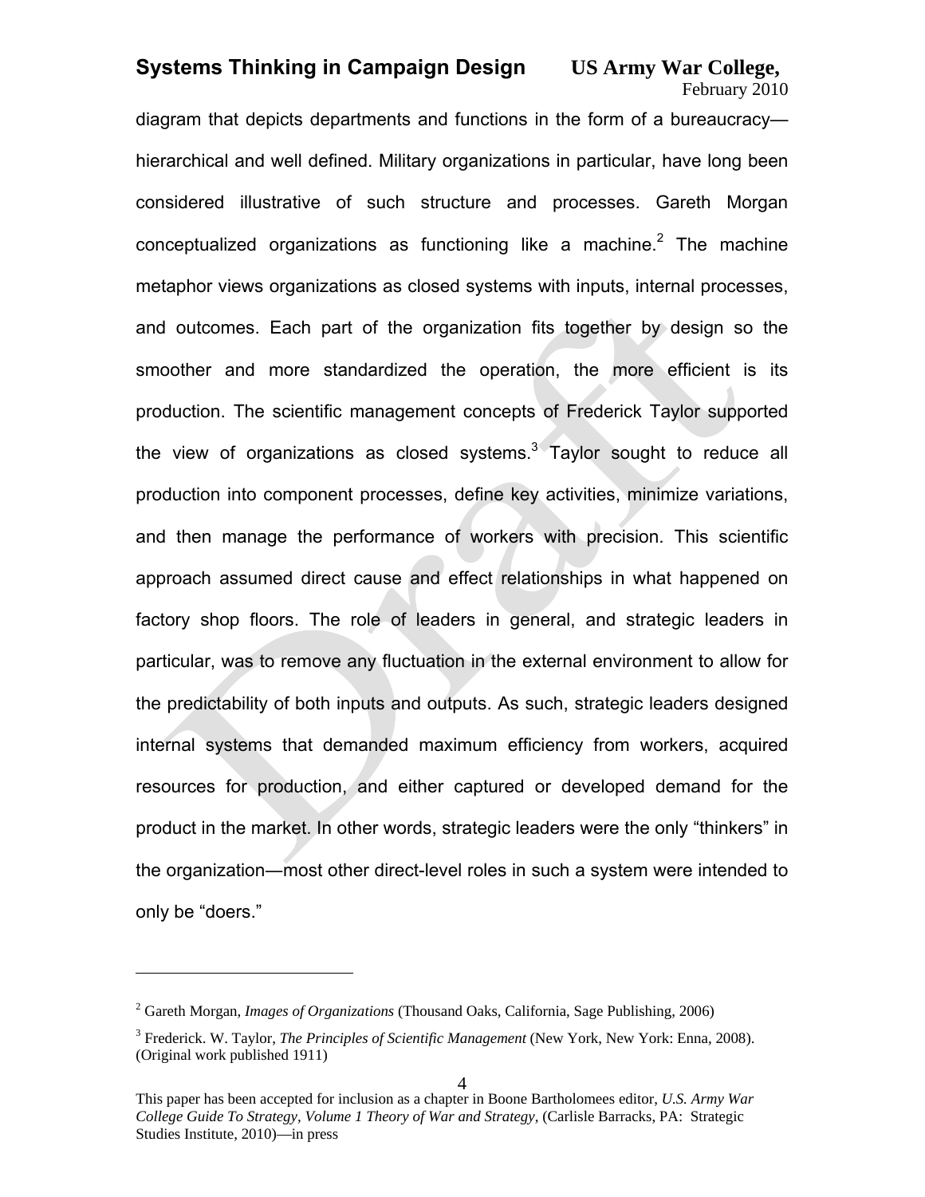diagram that depicts departments and functions in the form of a bureaucracy—hierarchical and well defined. Military organizations in particular, have long been considered illustrative of such structure and processes. Gareth Morgan conceptualized organizations as functioning like a machine.[2] The machine metaphor views organizations as closed systems with inputs, internal processes, and outcomes. Each part of the organization fits together by design so the smoother and more standardized the operation, the more efficient is its production. The scientific management concepts of Frederick Taylor supported the view of organizations as closed systems.[3] Taylor sought to reduce all production into component processes, define key activities, minimize variations, and then manage the performance of workers with precision. This scientific approach assumed direct cause and effect relationships in what happened on factory shop floors. The role of leaders in general, and strategic leaders in particular, was to remove any fluctuation in the external environment to allow for the predictability of both inputs and outputs. As such, strategic leaders designed internal systems that demanded maximum efficiency from workers, acquired resources for production, and either captured or developed demand for the product in the market. In other words, strategic leaders were the only "thinkers" in the organization—most other direct-level roles in such a system were intended to only be "doers."

---

[2] Gareth Morgan, *Images of Organizations* (Thousand Oaks, California, Sage Publishing, 2006)

[3] Frederick. W. Taylor, *The Principles of Scientific Management* (New York, New York: Enna, 2008). (Original work published 1911)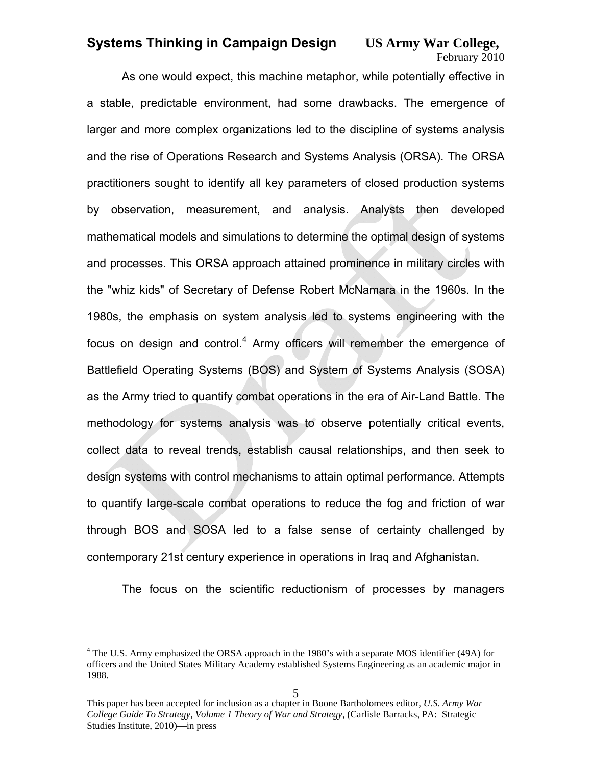As one would expect, this machine metaphor, while potentially effective in a stable, predictable environment, had some drawbacks. The emergence of larger and more complex organizations led to the discipline of systems analysis and the rise of Operations Research and Systems Analysis (ORSA). The ORSA practitioners sought to identify all key parameters of closed production systems by observation, measurement, and analysis. Analysts then developed mathematical models and simulations to determine the optimal design of systems and processes. This ORSA approach attained prominence in military circles with the "whiz kids" of Secretary of Defense Robert McNamara in the 1960s. In the 1980s, the emphasis on system analysis led to systems engineering with the focus on design and control.[4] Army officers will remember the emergence of Battlefield Operating Systems (BOS) and System of Systems Analysis (SOSA) as the Army tried to quantify combat operations in the era of Air-Land Battle. The methodology for systems analysis was to observe potentially critical events, collect data to reveal trends, establish causal relationships, and then seek to design systems with control mechanisms to attain optimal performance. Attempts to quantify large-scale combat operations to reduce the fog and friction of war through BOS and SOSA led to a false sense of certainty challenged by contemporary 21st century experience in operations in Iraq and Afghanistan.

The focus on the scientific reductionism of processes by managers

---

[4] The U.S. Army emphasized the ORSA approach in the 1980's with a separate MOS identifier (49A) for officers and the United States Military Academy established Systems Engineering as an academic major in 1988.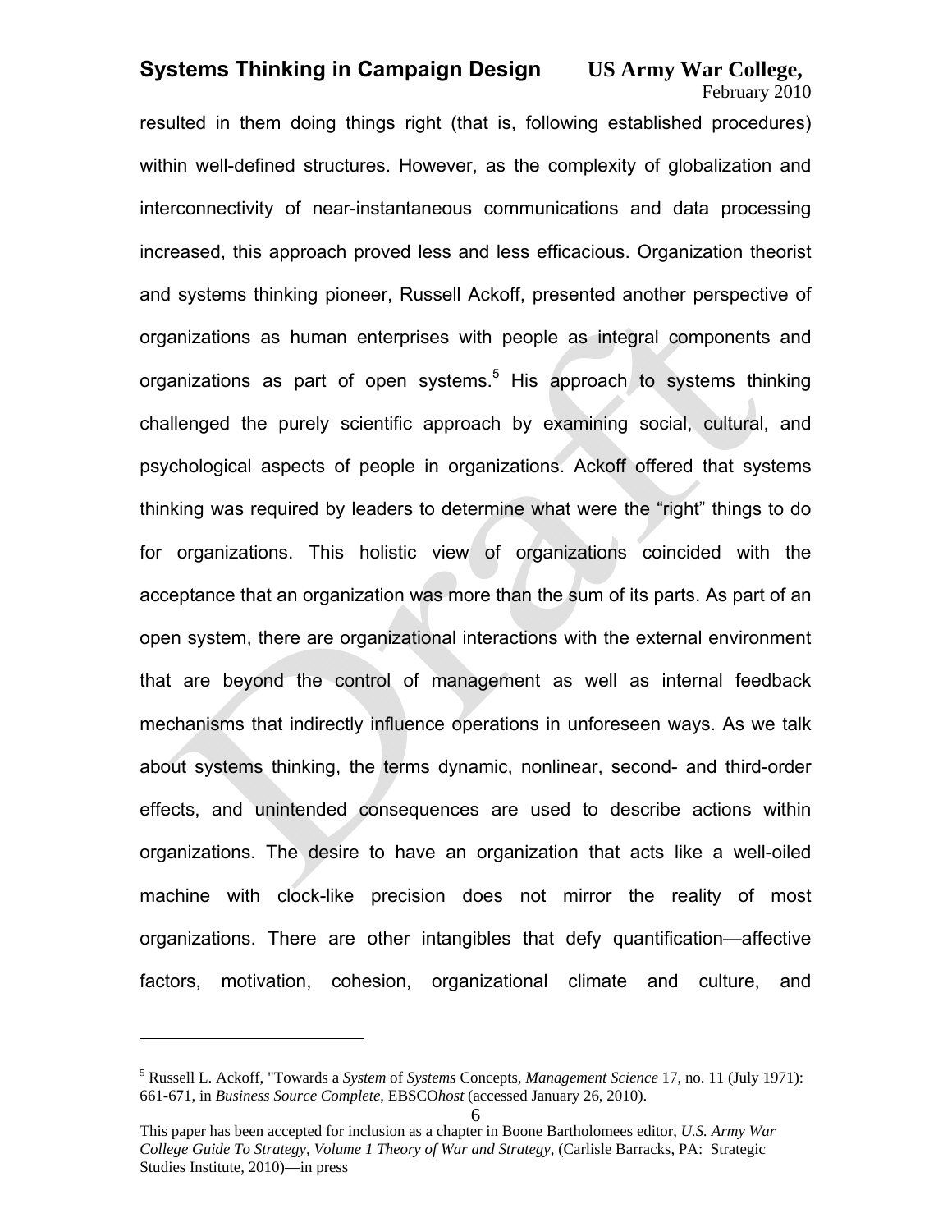resulted in them doing things right (that is, following established procedures) within well-defined structures. However, as the complexity of globalization and interconnectivity of near-instantaneous communications and data processing increased, this approach proved less and less efficacious. Organization theorist and systems thinking pioneer, Russell Ackoff, presented another perspective of organizations as human enterprises with people as integral components and organizations as part of open systems.[5] His approach to systems thinking challenged the purely scientific approach by examining social, cultural, and psychological aspects of people in organizations. Ackoff offered that systems thinking was required by leaders to determine what were the "right" things to do for organizations. This holistic view of organizations coincided with the acceptance that an organization was more than the sum of its parts. As part of an open system, there are organizational interactions with the external environment that are beyond the control of management as well as internal feedback mechanisms that indirectly influence operations in unforeseen ways. As we talk about systems thinking, the terms dynamic, nonlinear, second- and third-order effects, and unintended consequences are used to describe actions within organizations. The desire to have an organization that acts like a well-oiled machine with clock-like precision does not mirror the reality of most organizations. There are other intangibles that defy quantification—affective factors, motivation, cohesion, organizational climate and culture, and

---

[5] Russell L. Ackoff, "Towards a *System* of *Systems* Concepts, *Management Science* 17, no. 11 (July 1971): 661-671, in *Business Source Complete*, EBSCO*host* (accessed January 26, 2010).

This paper has been accepted for inclusion as a chapter in Boone Bartholomees editor, *U.S. Army War College Guide To Strategy, Volume 1 Theory of War and Strategy*, (Carlisle Barracks, PA: Strategic Studies Institute, 2010)—in press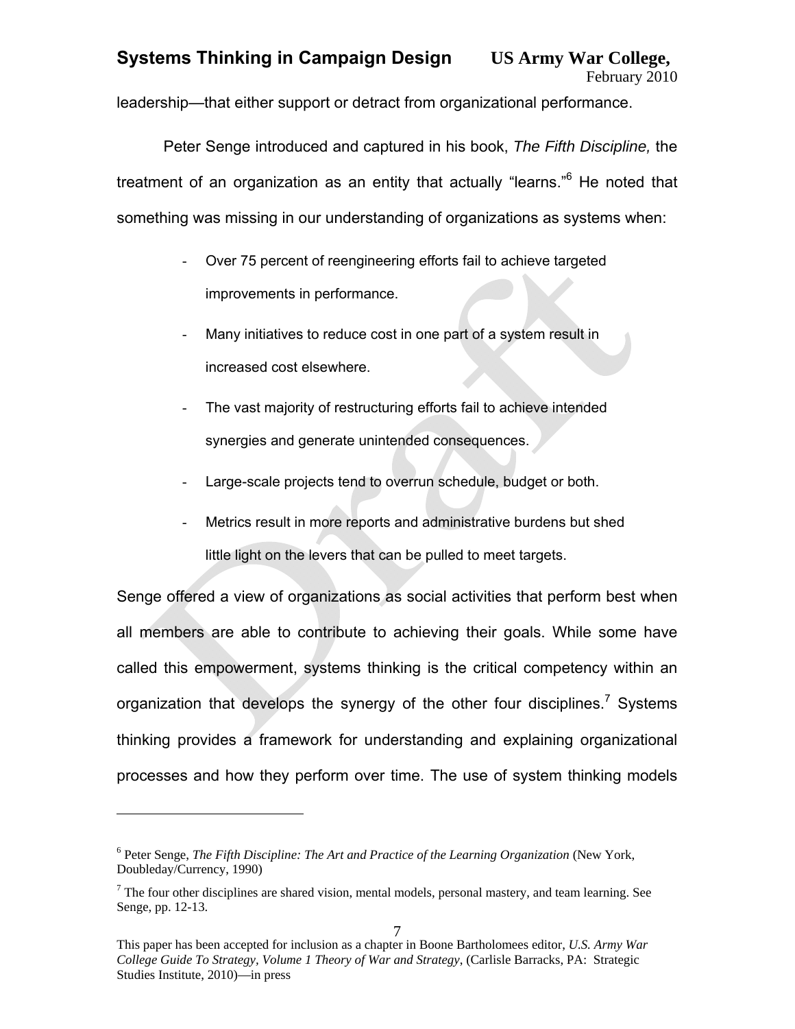leadership—that either support or detract from organizational performance.

Peter Senge introduced and captured in his book, *The Fifth Discipline,* the treatment of an organization as an entity that actually "learns."[6] He noted that something was missing in our understanding of organizations as systems when:

- Over 75 percent of reengineering efforts fail to achieve targeted improvements in performance.
- Many initiatives to reduce cost in one part of a system result in increased cost elsewhere.
- The vast majority of restructuring efforts fail to achieve intended synergies and generate unintended consequences.
- Large-scale projects tend to overrun schedule, budget or both.
- Metrics result in more reports and administrative burdens but shed little light on the levers that can be pulled to meet targets.

Senge offered a view of organizations as social activities that perform best when all members are able to contribute to achieving their goals. While some have called this empowerment, systems thinking is the critical competency within an organization that develops the synergy of the other four disciplines.[7] Systems thinking provides a framework for understanding and explaining organizational processes and how they perform over time. The use of system thinking models

---

[6] Peter Senge, *The Fifth Discipline: The Art and Practice of the Learning Organization* (New York, Doubleday/Currency, 1990)

[7] The four other disciplines are shared vision, mental models, personal mastery, and team learning. See Senge, pp. 12-13.

This paper has been accepted for inclusion as a chapter in Boone Bartholomees editor, *U.S. Army War College Guide To Strategy, Volume 1 Theory of War and Strategy*, (Carlisle Barracks, PA: Strategic Studies Institute, 2010)—in press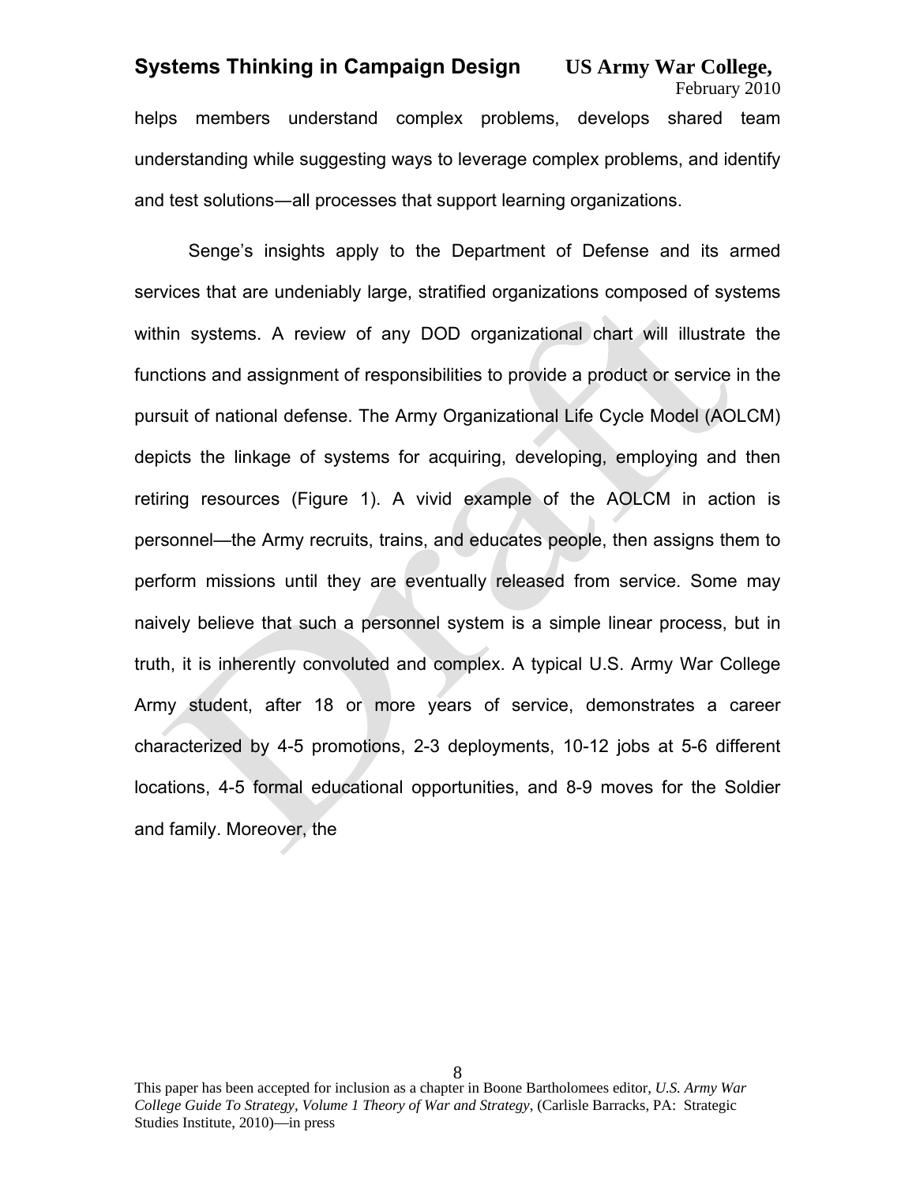helps members understand complex problems, develops shared team understanding while suggesting ways to leverage complex problems, and identify and test solutions—all processes that support learning organizations.

Senge's insights apply to the Department of Defense and its armed services that are undeniably large, stratified organizations composed of systems within systems. A review of any DOD organizational chart will illustrate the functions and assignment of responsibilities to provide a product or service in the pursuit of national defense. The Army Organizational Life Cycle Model (AOLCM) depicts the linkage of systems for acquiring, developing, employing and then retiring resources (Figure 1). A vivid example of the AOLCM in action is personnel—the Army recruits, trains, and educates people, then assigns them to perform missions until they are eventually released from service. Some may naively believe that such a personnel system is a simple linear process, but in truth, it is inherently convoluted and complex. A typical U.S. Army War College Army student, after 18 or more years of service, demonstrates a career characterized by 4-5 promotions, 2-3 deployments, 10-12 jobs at 5-6 different locations, 4-5 formal educational opportunities, and 8-9 moves for the Soldier and family. Moreover, the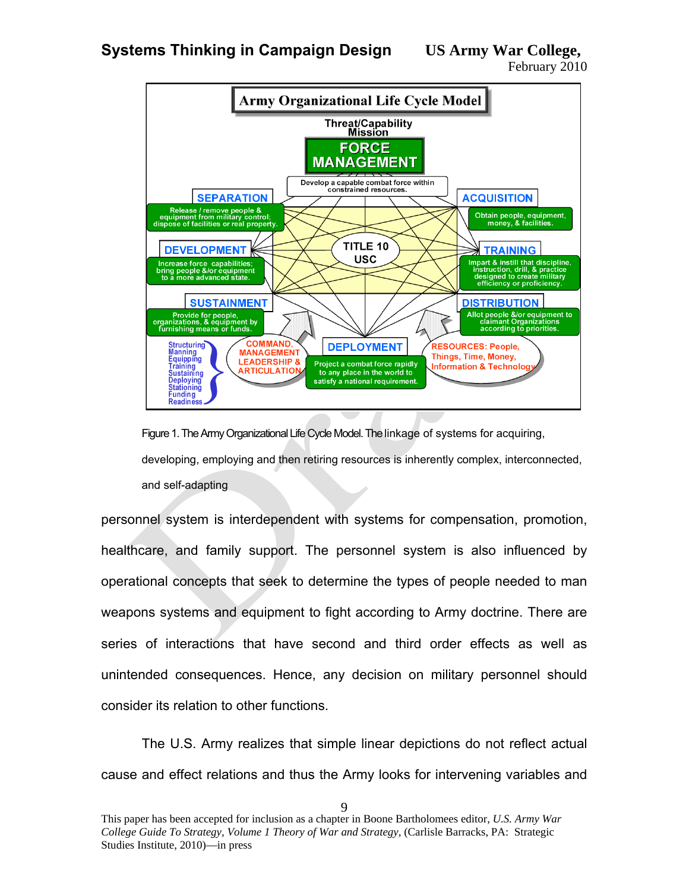Figure 1. The Army Organizational Life Cycle Model. The linkage of systems for acquiring, developing, employing and then retiring resources is inherently complex, interconnected, and self-adapting

personnel system is interdependent with systems for compensation, promotion, healthcare, and family support. The personnel system is also influenced by operational concepts that seek to determine the types of people needed to man weapons systems and equipment to fight according to Army doctrine. There are series of interactions that have second and third order effects as well as unintended consequences. Hence, any decision on military personnel should consider its relation to other functions.

The U.S. Army realizes that simple linear depictions do not reflect actual cause and effect relations and thus the Army looks for intervening variables and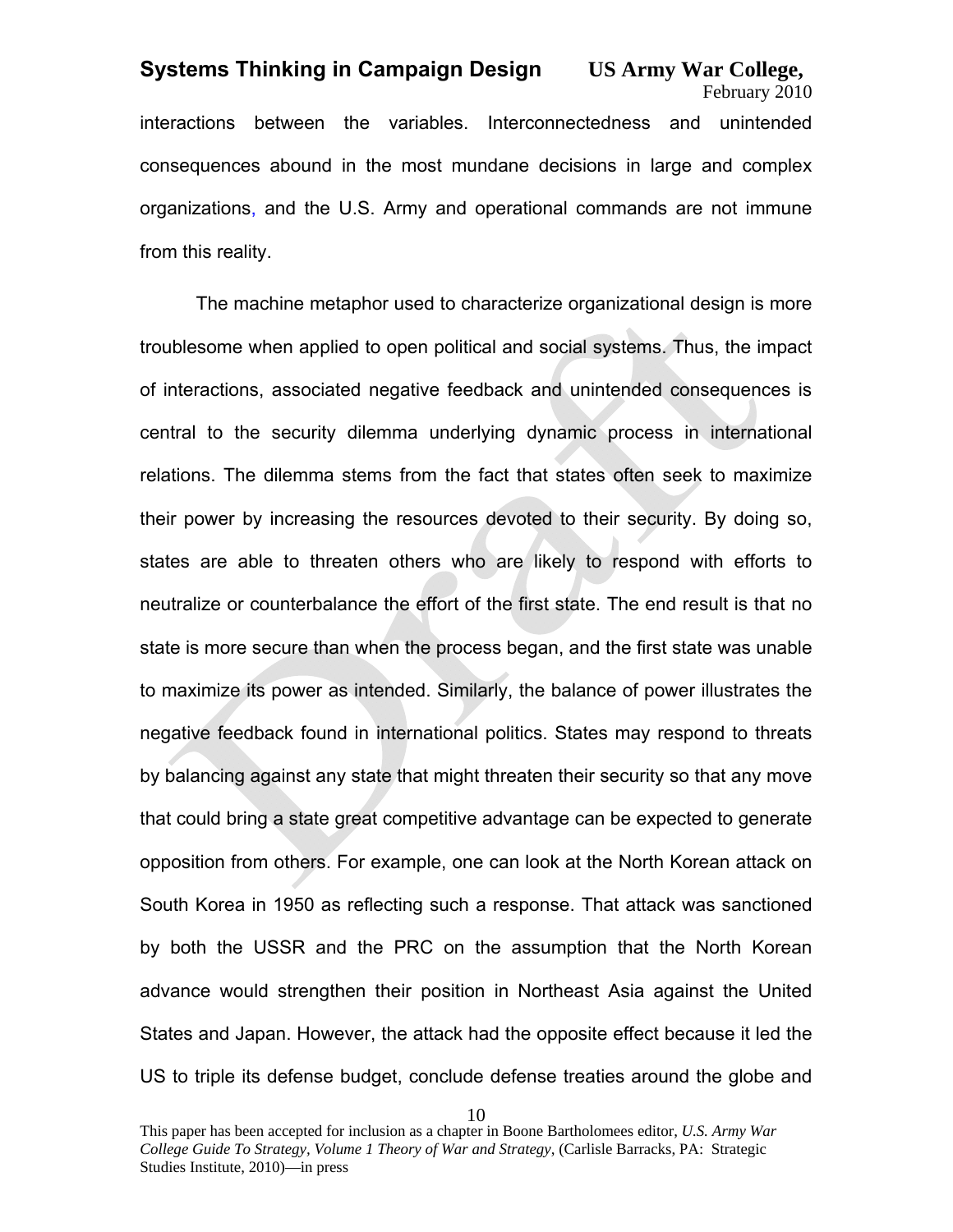interactions between the variables. Interconnectedness and unintended consequences abound in the most mundane decisions in large and complex organizations, and the U.S. Army and operational commands are not immune from this reality.

The machine metaphor used to characterize organizational design is more troublesome when applied to open political and social systems. Thus, the impact of interactions, associated negative feedback and unintended consequences is central to the security dilemma underlying dynamic process in international relations. The dilemma stems from the fact that states often seek to maximize their power by increasing the resources devoted to their security. By doing so, states are able to threaten others who are likely to respond with efforts to neutralize or counterbalance the effort of the first state. The end result is that no state is more secure than when the process began, and the first state was unable to maximize its power as intended. Similarly, the balance of power illustrates the negative feedback found in international politics. States may respond to threats by balancing against any state that might threaten their security so that any move that could bring a state great competitive advantage can be expected to generate opposition from others. For example, one can look at the North Korean attack on South Korea in 1950 as reflecting such a response. That attack was sanctioned by both the USSR and the PRC on the assumption that the North Korean advance would strengthen their position in Northeast Asia against the United States and Japan. However, the attack had the opposite effect because it led the US to triple its defense budget, conclude defense treaties around the globe and

This paper has been accepted for inclusion as a chapter in Boone Bartholomees editor, *U.S. Army War College Guide To Strategy, Volume 1 Theory of War and Strategy*, (Carlisle Barracks, PA: Strategic Studies Institute, 2010)—in press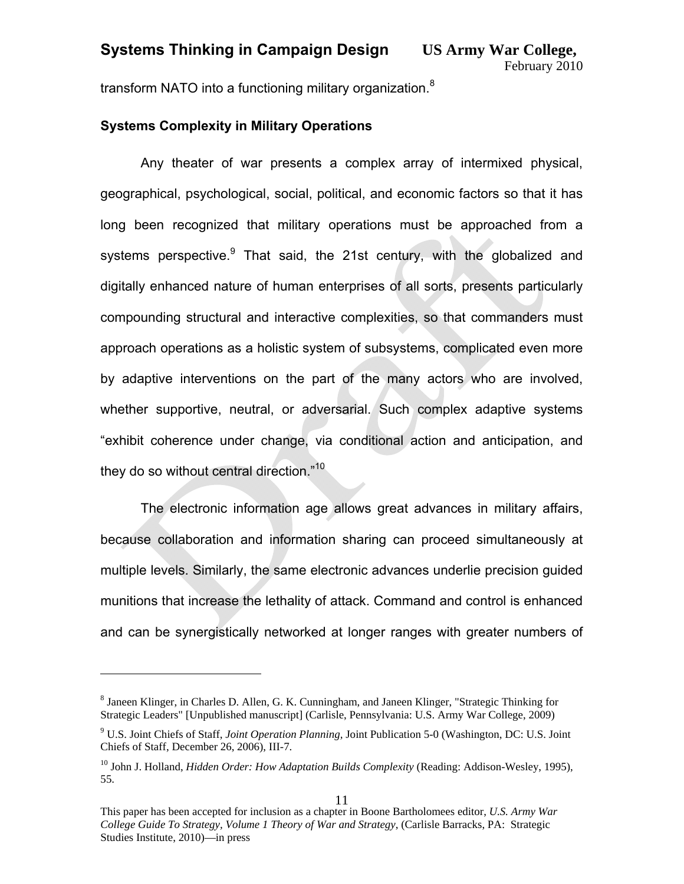transform NATO into a functioning military organization.[8]

### Systems Complexity in Military Operations

Any theater of war presents a complex array of intermixed physical, geographical, psychological, social, political, and economic factors so that it has long been recognized that military operations must be approached from a systems perspective.[9] That said, the 21st century, with the globalized and digitally enhanced nature of human enterprises of all sorts, presents particularly compounding structural and interactive complexities, so that commanders must approach operations as a holistic system of subsystems, complicated even more by adaptive interventions on the part of the many actors who are involved, whether supportive, neutral, or adversarial. Such complex adaptive systems "exhibit coherence under change, via conditional action and anticipation, and they do so without central direction."[10]

The electronic information age allows great advances in military affairs, because collaboration and information sharing can proceed simultaneously at multiple levels. Similarly, the same electronic advances underlie precision guided munitions that increase the lethality of attack. Command and control is enhanced and can be synergistically networked at longer ranges with greater numbers of

---

[8] Janeen Klinger, in Charles D. Allen, G. K. Cunningham, and Janeen Klinger, "Strategic Thinking for Strategic Leaders" [Unpublished manuscript] (Carlisle, Pennsylvania: U.S. Army War College, 2009)

[9] U.S. Joint Chiefs of Staff, *Joint Operation Planning,* Joint Publication 5-0 (Washington, DC: U.S. Joint Chiefs of Staff, December 26, 2006), III-7.

[10] John J. Holland, *Hidden Order: How Adaptation Builds Complexity* (Reading: Addison-Wesley, 1995), 55.

This paper has been accepted for inclusion as a chapter in Boone Bartholomees editor, *U.S. Army War College Guide To Strategy, Volume 1 Theory of War and Strategy,* (Carlisle Barracks, PA: Strategic Studies Institute, 2010)—in press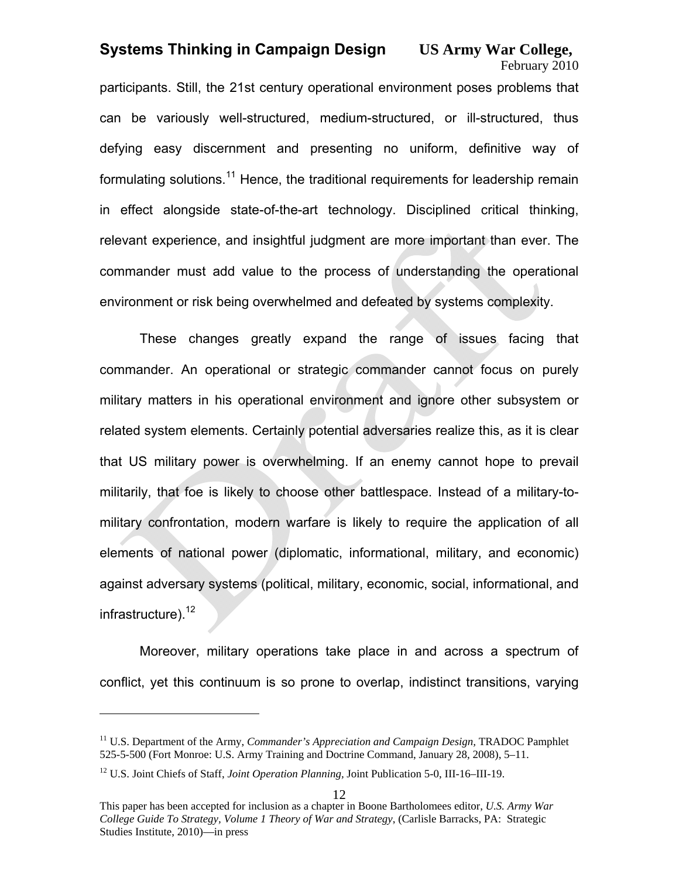participants. Still, the 21st century operational environment poses problems that can be variously well-structured, medium-structured, or ill-structured, thus defying easy discernment and presenting no uniform, definitive way of formulating solutions.[11] Hence, the traditional requirements for leadership remain in effect alongside state-of-the-art technology. Disciplined critical thinking, relevant experience, and insightful judgment are more important than ever. The commander must add value to the process of understanding the operational environment or risk being overwhelmed and defeated by systems complexity.

These changes greatly expand the range of issues facing that commander. An operational or strategic commander cannot focus on purely military matters in his operational environment and ignore other subsystem or related system elements. Certainly potential adversaries realize this, as it is clear that US military power is overwhelming. If an enemy cannot hope to prevail militarily, that foe is likely to choose other battlespace. Instead of a military-to-military confrontation, modern warfare is likely to require the application of all elements of national power (diplomatic, informational, military, and economic) against adversary systems (political, military, economic, social, informational, and infrastructure).[12]

Moreover, military operations take place in and across a spectrum of conflict, yet this continuum is so prone to overlap, indistinct transitions, varying

---

[11] U.S. Department of the Army, *Commander's Appreciation and Campaign Design*, TRADOC Pamphlet 525-5-500 (Fort Monroe: U.S. Army Training and Doctrine Command, January 28, 2008), 5–11.

[12] U.S. Joint Chiefs of Staff, *Joint Operation Planning*, Joint Publication 5-0, III-16–III-19.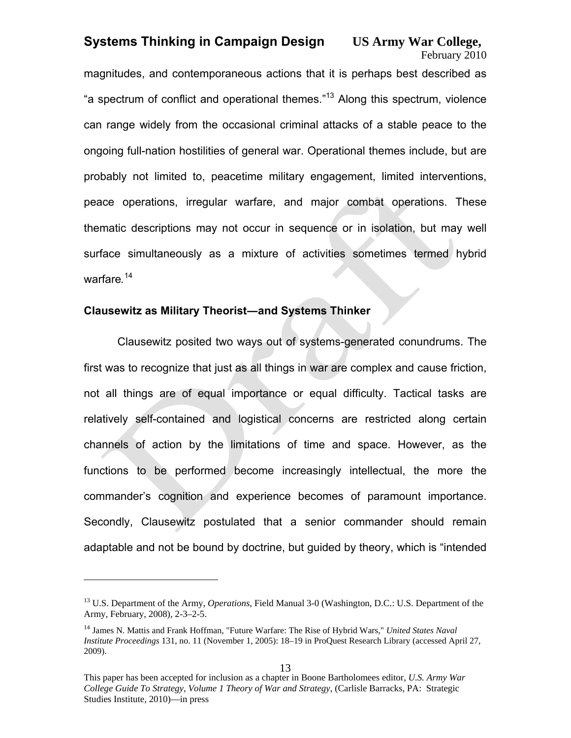magnitudes, and contemporaneous actions that it is perhaps best described as "a spectrum of conflict and operational themes."[13] Along this spectrum, violence can range widely from the occasional criminal attacks of a stable peace to the ongoing full-nation hostilities of general war. Operational themes include, but are probably not limited to, peacetime military engagement, limited interventions, peace operations, irregular warfare, and major combat operations. These thematic descriptions may not occur in sequence or in isolation, but may well surface simultaneously as a mixture of activities sometimes termed hybrid warfare.[14]

### Clausewitz as Military Theorist—and Systems Thinker

Clausewitz posited two ways out of systems-generated conundrums. The first was to recognize that just as all things in war are complex and cause friction, not all things are of equal importance or equal difficulty. Tactical tasks are relatively self-contained and logistical concerns are restricted along certain channels of action by the limitations of time and space. However, as the functions to be performed become increasingly intellectual, the more the commander's cognition and experience becomes of paramount importance. Secondly, Clausewitz postulated that a senior commander should remain adaptable and not be bound by doctrine, but guided by theory, which is "intended

---

[13] U.S. Department of the Army, *Operations,* Field Manual 3-0 (Washington, D.C.: U.S. Department of the Army, February, 2008), 2-3–2-5.

[14] James N. Mattis and Frank Hoffman, "Future Warfare: The Rise of Hybrid Wars," *United States Naval Institute Proceedings* 131, no. 11 (November 1, 2005): 18–19 in ProQuest Research Library (accessed April 27, 2009).

This paper has been accepted for inclusion as a chapter in Boone Bartholomees editor, *U.S. Army War College Guide To Strategy, Volume 1 Theory of War and Strategy,* (Carlisle Barracks, PA: Strategic Studies Institute, 2010)—in press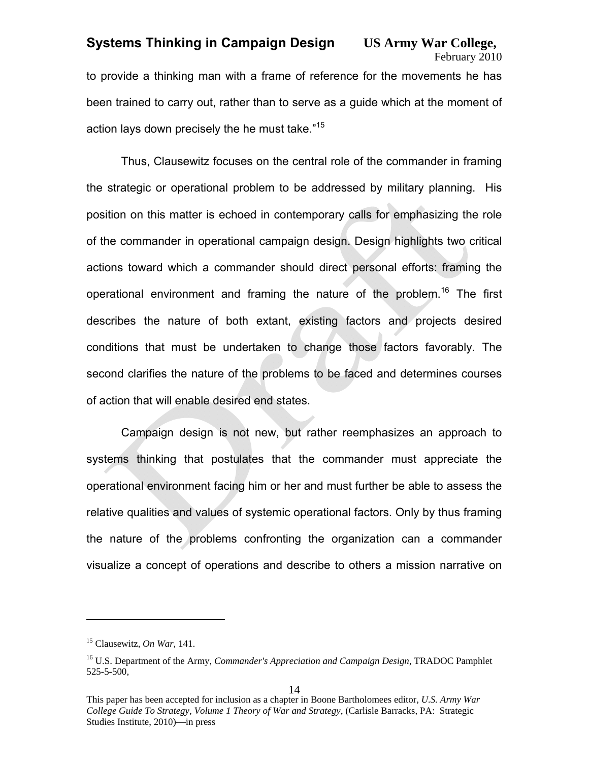to provide a thinking man with a frame of reference for the movements he has been trained to carry out, rather than to serve as a guide which at the moment of action lays down precisely the he must take."[15]

Thus, Clausewitz focuses on the central role of the commander in framing the strategic or operational problem to be addressed by military planning. His position on this matter is echoed in contemporary calls for emphasizing the role of the commander in operational campaign design. Design highlights two critical actions toward which a commander should direct personal efforts: framing the operational environment and framing the nature of the problem.[16] The first describes the nature of both extant, existing factors and projects desired conditions that must be undertaken to change those factors favorably. The second clarifies the nature of the problems to be faced and determines courses of action that will enable desired end states.

Campaign design is not new, but rather reemphasizes an approach to systems thinking that postulates that the commander must appreciate the operational environment facing him or her and must further be able to assess the relative qualities and values of systemic operational factors. Only by thus framing the nature of the problems confronting the organization can a commander visualize a concept of operations and describe to others a mission narrative on

---

[15] Clausewitz, *On War,* 141.

[16] U.S. Department of the Army, *Commander's Appreciation and Campaign Design*, TRADOC Pamphlet 525-5-500,

This paper has been accepted for inclusion as a chapter in Boone Bartholomees editor, *U.S. Army War College Guide To Strategy*, *Volume 1 Theory of War and Strategy*, (Carlisle Barracks, PA: Strategic Studies Institute, 2010)—in press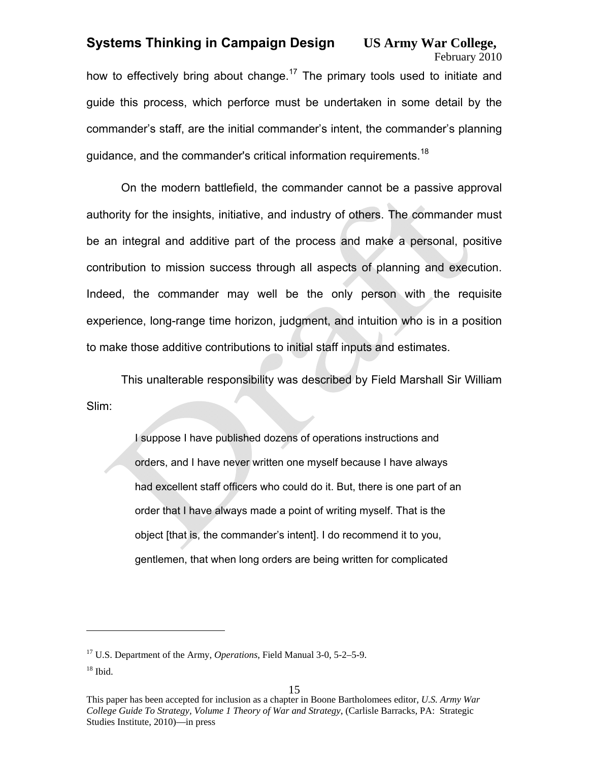how to effectively bring about change.[17] The primary tools used to initiate and guide this process, which perforce must be undertaken in some detail by the commander's staff, are the initial commander's intent, the commander's planning guidance, and the commander's critical information requirements.[18]

On the modern battlefield, the commander cannot be a passive approval authority for the insights, initiative, and industry of others. The commander must be an integral and additive part of the process and make a personal, positive contribution to mission success through all aspects of planning and execution. Indeed, the commander may well be the only person with the requisite experience, long-range time horizon, judgment, and intuition who is in a position to make those additive contributions to initial staff inputs and estimates.

This unalterable responsibility was described by Field Marshall Sir William Slim:

> I suppose I have published dozens of operations instructions and orders, and I have never written one myself because I have always had excellent staff officers who could do it. But, there is one part of an order that I have always made a point of writing myself. That is the object [that is, the commander's intent]. I do recommend it to you, gentlemen, that when long orders are being written for complicated

---

[17] U.S. Department of the Army, *Operations*, Field Manual 3-0, 5-2–5-9.

[18] Ibid.

This paper has been accepted for inclusion as a chapter in Boone Bartholomees editor, *U.S. Army War College Guide To Strategy, Volume 1 Theory of War and Strategy*, (Carlisle Barracks, PA: Strategic Studies Institute, 2010)—in press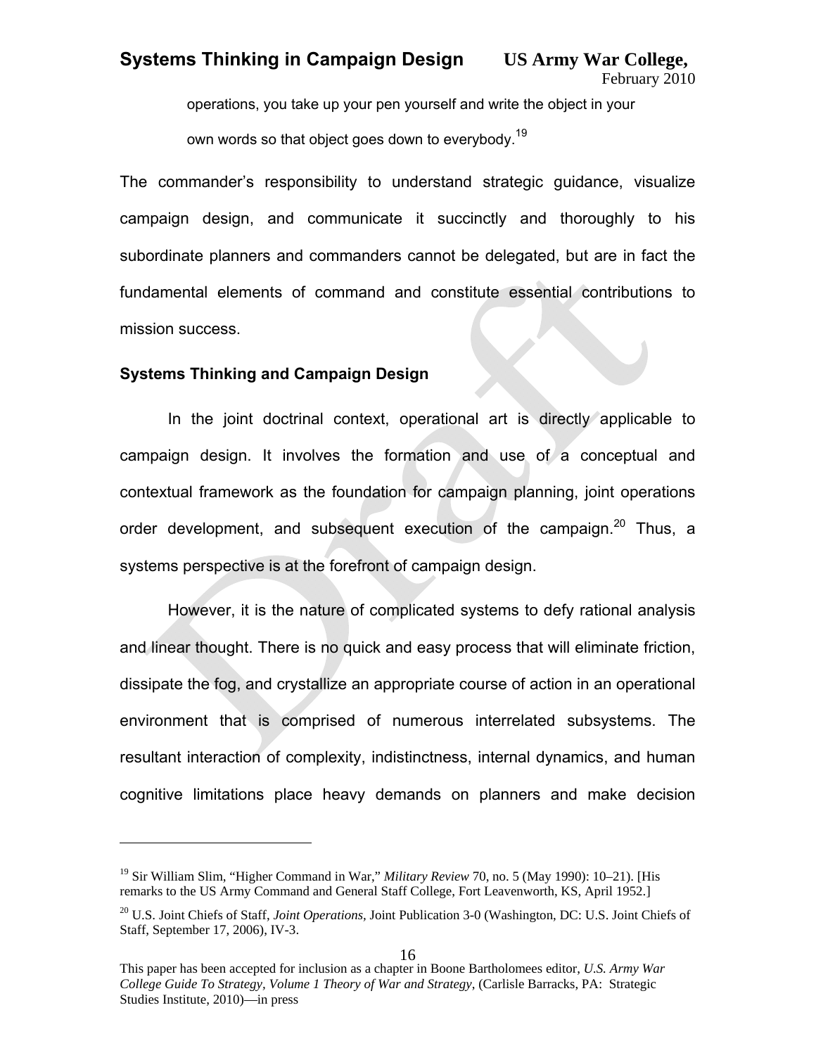operations, you take up your pen yourself and write the object in your own words so that object goes down to everybody.[19]

The commander's responsibility to understand strategic guidance, visualize campaign design, and communicate it succinctly and thoroughly to his subordinate planners and commanders cannot be delegated, but are in fact the fundamental elements of command and constitute essential contributions to mission success.

### Systems Thinking and Campaign Design

In the joint doctrinal context, operational art is directly applicable to campaign design. It involves the formation and use of a conceptual and contextual framework as the foundation for campaign planning, joint operations order development, and subsequent execution of the campaign.[20] Thus, a systems perspective is at the forefront of campaign design.

However, it is the nature of complicated systems to defy rational analysis and linear thought. There is no quick and easy process that will eliminate friction, dissipate the fog, and crystallize an appropriate course of action in an operational environment that is comprised of numerous interrelated subsystems. The resultant interaction of complexity, indistinctness, internal dynamics, and human cognitive limitations place heavy demands on planners and make decision

---

[19] Sir William Slim, "Higher Command in War," *Military Review* 70, no. 5 (May 1990): 10–21). [His remarks to the US Army Command and General Staff College, Fort Leavenworth, KS, April 1952.]

[20] U.S. Joint Chiefs of Staff, *Joint Operations*, Joint Publication 3-0 (Washington, DC: U.S. Joint Chiefs of Staff, September 17, 2006), IV-3.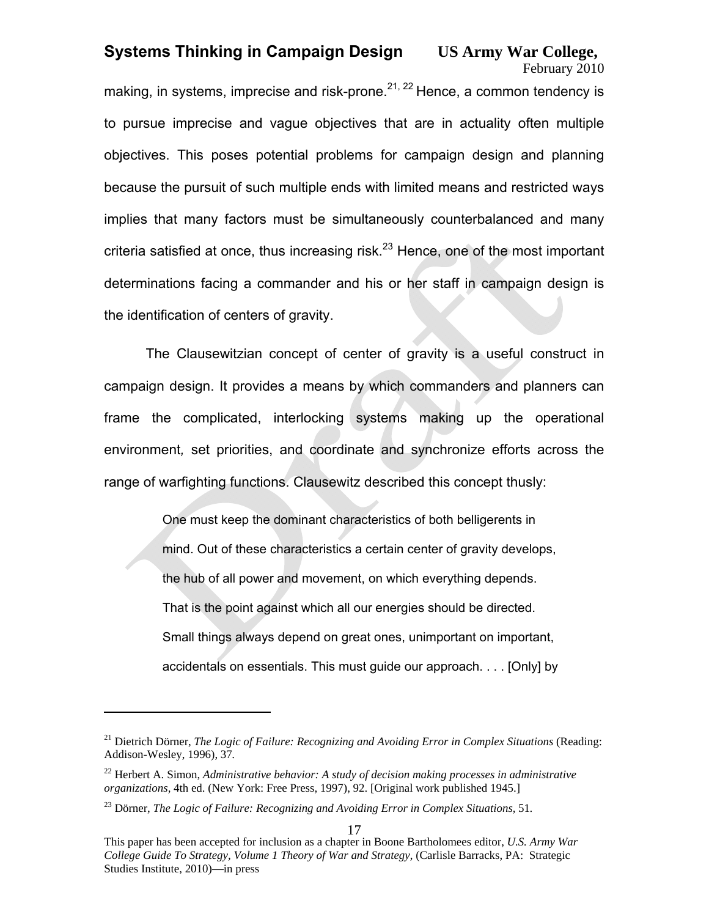making, in systems, imprecise and risk-prone.[21, 22] Hence, a common tendency is to pursue imprecise and vague objectives that are in actuality often multiple objectives. This poses potential problems for campaign design and planning because the pursuit of such multiple ends with limited means and restricted ways implies that many factors must be simultaneously counterbalanced and many criteria satisfied at once, thus increasing risk.[23] Hence, one of the most important determinations facing a commander and his or her staff in campaign design is the identification of centers of gravity.

The Clausewitzian concept of center of gravity is a useful construct in campaign design. It provides a means by which commanders and planners can frame the complicated, interlocking systems making up the operational environment, set priorities, and coordinate and synchronize efforts across the range of warfighting functions. Clausewitz described this concept thusly:

> One must keep the dominant characteristics of both belligerents in mind. Out of these characteristics a certain center of gravity develops, the hub of all power and movement, on which everything depends. That is the point against which all our energies should be directed. Small things always depend on great ones, unimportant on important, accidentals on essentials. This must guide our approach. . . . [Only] by

---

[21] Dietrich Dörner, *The Logic of Failure: Recognizing and Avoiding Error in Complex Situations* (Reading: Addison-Wesley, 1996), 37.

[22] Herbert A. Simon, *Administrative behavior: A study of decision making processes in administrative organizations*, 4th ed. (New York: Free Press, 1997), 92. [Original work published 1945.]

[23] Dörner, *The Logic of Failure: Recognizing and Avoiding Error in Complex Situations*, 51.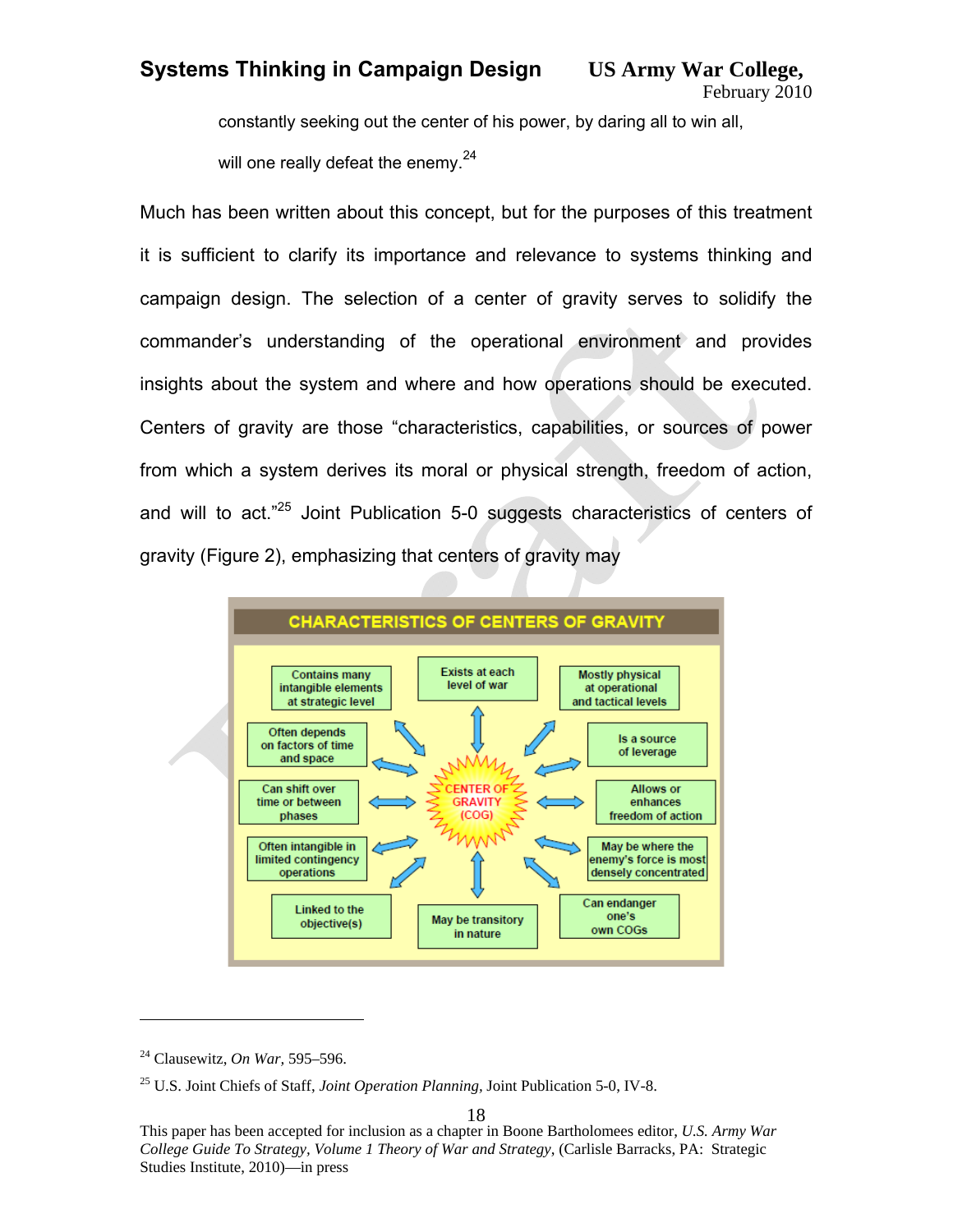constantly seeking out the center of his power, by daring all to win all, will one really defeat the enemy.[24]

Much has been written about this concept, but for the purposes of this treatment it is sufficient to clarify its importance and relevance to systems thinking and campaign design. The selection of a center of gravity serves to solidify the commander's understanding of the operational environment and provides insights about the system and where and how operations should be executed. Centers of gravity are those "characteristics, capabilities, or sources of power from which a system derives its moral or physical strength, freedom of action, and will to act."[25] Joint Publication 5-0 suggests characteristics of centers of gravity (Figure 2), emphasizing that centers of gravity may

**CHARACTERISTICS OF CENTERS OF GRAVITY**

CENTER OF GRAVITY (COG)

- Contains many intangible elements at strategic level
- Exists at each level of war
- Mostly physical at operational and tactical levels
- Often depends on factors of time and space
- Is a source of leverage
- Can shift over time or between phases
- Allows or enhances freedom of action
- Often intangible in limited contingency operations
- May be where the enemy's force is most densely concentrated
- Linked to the objective(s)
- May be transitory in nature
- Can endanger one's own COGs

---

[24] Clausewitz, *On War,* 595–596.

[25] U.S. Joint Chiefs of Staff, *Joint Operation Planning,* Joint Publication 5-0, IV-8.

This paper has been accepted for inclusion as a chapter in Boone Bartholomees editor, *U.S. Army War College Guide To Strategy, Volume 1 Theory of War and Strategy,* (Carlisle Barracks, PA: Strategic Studies Institute, 2010)—in press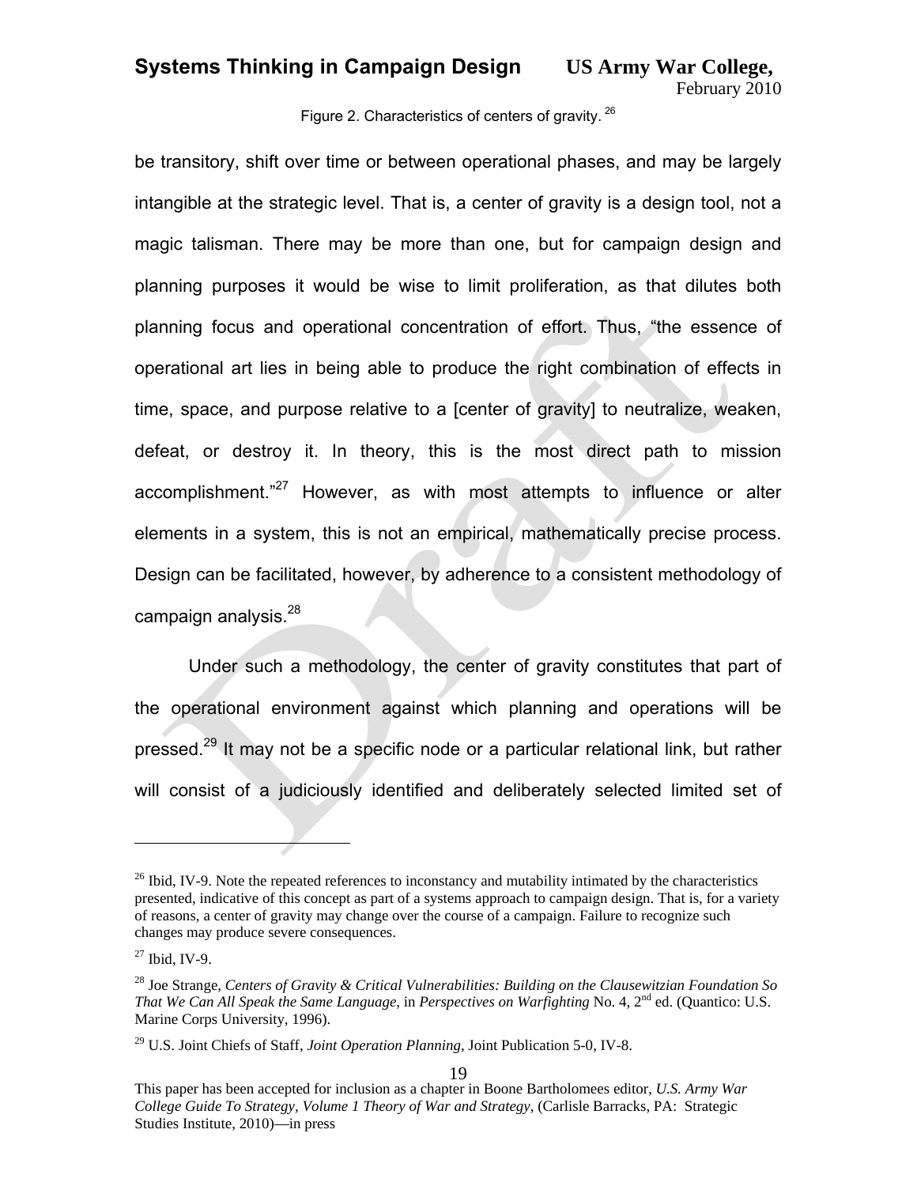Figure 2. Characteristics of centers of gravity.[26]

be transitory, shift over time or between operational phases, and may be largely intangible at the strategic level. That is, a center of gravity is a design tool, not a magic talisman. There may be more than one, but for campaign design and planning purposes it would be wise to limit proliferation, as that dilutes both planning focus and operational concentration of effort. Thus, "the essence of operational art lies in being able to produce the right combination of effects in time, space, and purpose relative to a [center of gravity] to neutralize, weaken, defeat, or destroy it. In theory, this is the most direct path to mission accomplishment."[27] However, as with most attempts to influence or alter elements in a system, this is not an empirical, mathematically precise process. Design can be facilitated, however, by adherence to a consistent methodology of campaign analysis.[28]

Under such a methodology, the center of gravity constitutes that part of the operational environment against which planning and operations will be pressed.[29] It may not be a specific node or a particular relational link, but rather will consist of a judiciously identified and deliberately selected limited set of

---

[26] Ibid, IV-9. Note the repeated references to inconstancy and mutability intimated by the characteristics presented, indicative of this concept as part of a systems approach to campaign design. That is, for a variety of reasons, a center of gravity may change over the course of a campaign. Failure to recognize such changes may produce severe consequences.

[27] Ibid, IV-9.

[28] Joe Strange, *Centers of Gravity & Critical Vulnerabilities: Building on the Clausewitzian Foundation So That We Can All Speak the Same Language,* in *Perspectives on Warfighting* No. 4, 2nd ed. (Quantico: U.S. Marine Corps University, 1996).

[29] U.S. Joint Chiefs of Staff, *Joint Operation Planning,* Joint Publication 5-0, IV-8.

This paper has been accepted for inclusion as a chapter in Boone Bartholomees editor, *U.S. Army War College Guide To Strategy, Volume 1 Theory of War and Strategy,* (Carlisle Barracks, PA: Strategic Studies Institute, 2010)—in press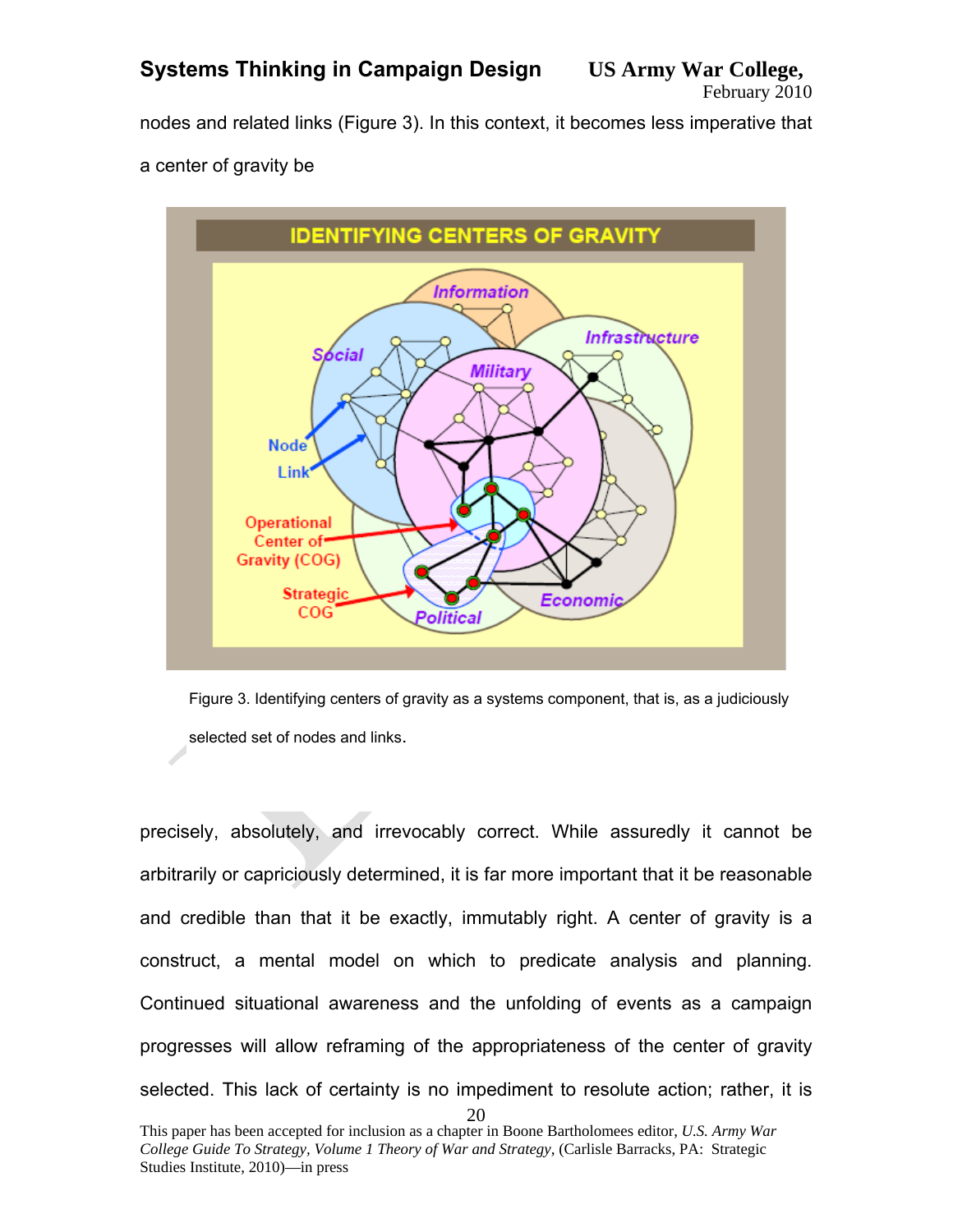nodes and related links (Figure 3). In this context, it becomes less imperative that a center of gravity be

Figure 3. Identifying centers of gravity as a systems component, that is, as a judiciously selected set of nodes and links.

precisely, absolutely, and irrevocably correct. While assuredly it cannot be arbitrarily or capriciously determined, it is far more important that it be reasonable and credible than that it be exactly, immutably right. A center of gravity is a construct, a mental model on which to predicate analysis and planning. Continued situational awareness and the unfolding of events as a campaign progresses will allow reframing of the appropriateness of the center of gravity selected. This lack of certainty is no impediment to resolute action; rather, it is

This paper has been accepted for inclusion as a chapter in Boone Bartholomees editor, *U.S. Army War College Guide To Strategy*, *Volume 1 Theory of War and Strategy*, (Carlisle Barracks, PA: Strategic Studies Institute, 2010)—in press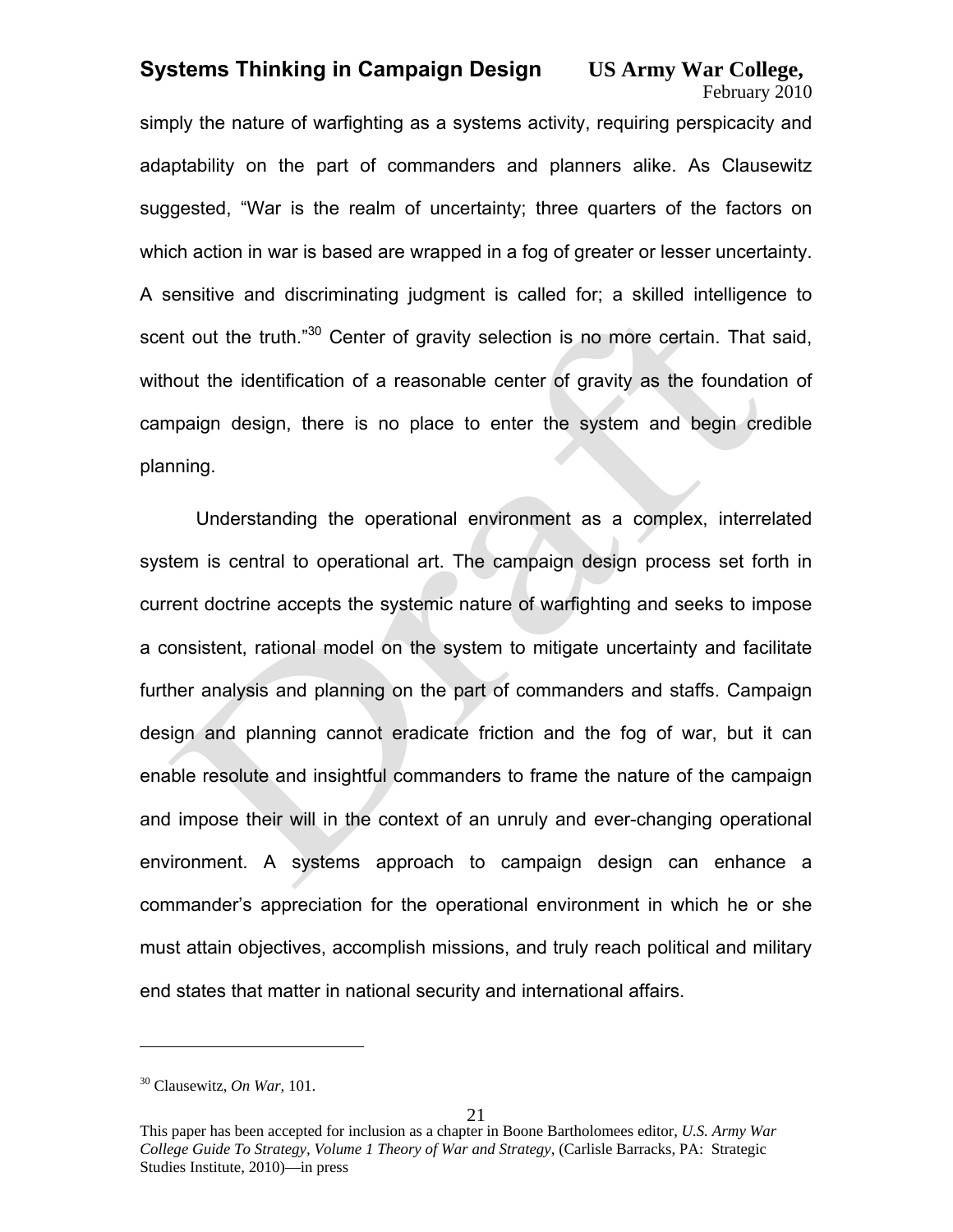simply the nature of warfighting as a systems activity, requiring perspicacity and adaptability on the part of commanders and planners alike. As Clausewitz suggested, "War is the realm of uncertainty; three quarters of the factors on which action in war is based are wrapped in a fog of greater or lesser uncertainty. A sensitive and discriminating judgment is called for; a skilled intelligence to scent out the truth."[30] Center of gravity selection is no more certain. That said, without the identification of a reasonable center of gravity as the foundation of campaign design, there is no place to enter the system and begin credible planning.

Understanding the operational environment as a complex, interrelated system is central to operational art. The campaign design process set forth in current doctrine accepts the systemic nature of warfighting and seeks to impose a consistent, rational model on the system to mitigate uncertainty and facilitate further analysis and planning on the part of commanders and staffs. Campaign design and planning cannot eradicate friction and the fog of war, but it can enable resolute and insightful commanders to frame the nature of the campaign and impose their will in the context of an unruly and ever-changing operational environment. A systems approach to campaign design can enhance a commander's appreciation for the operational environment in which he or she must attain objectives, accomplish missions, and truly reach political and military end states that matter in national security and international affairs.

---

[30] Clausewitz, *On War,* 101.